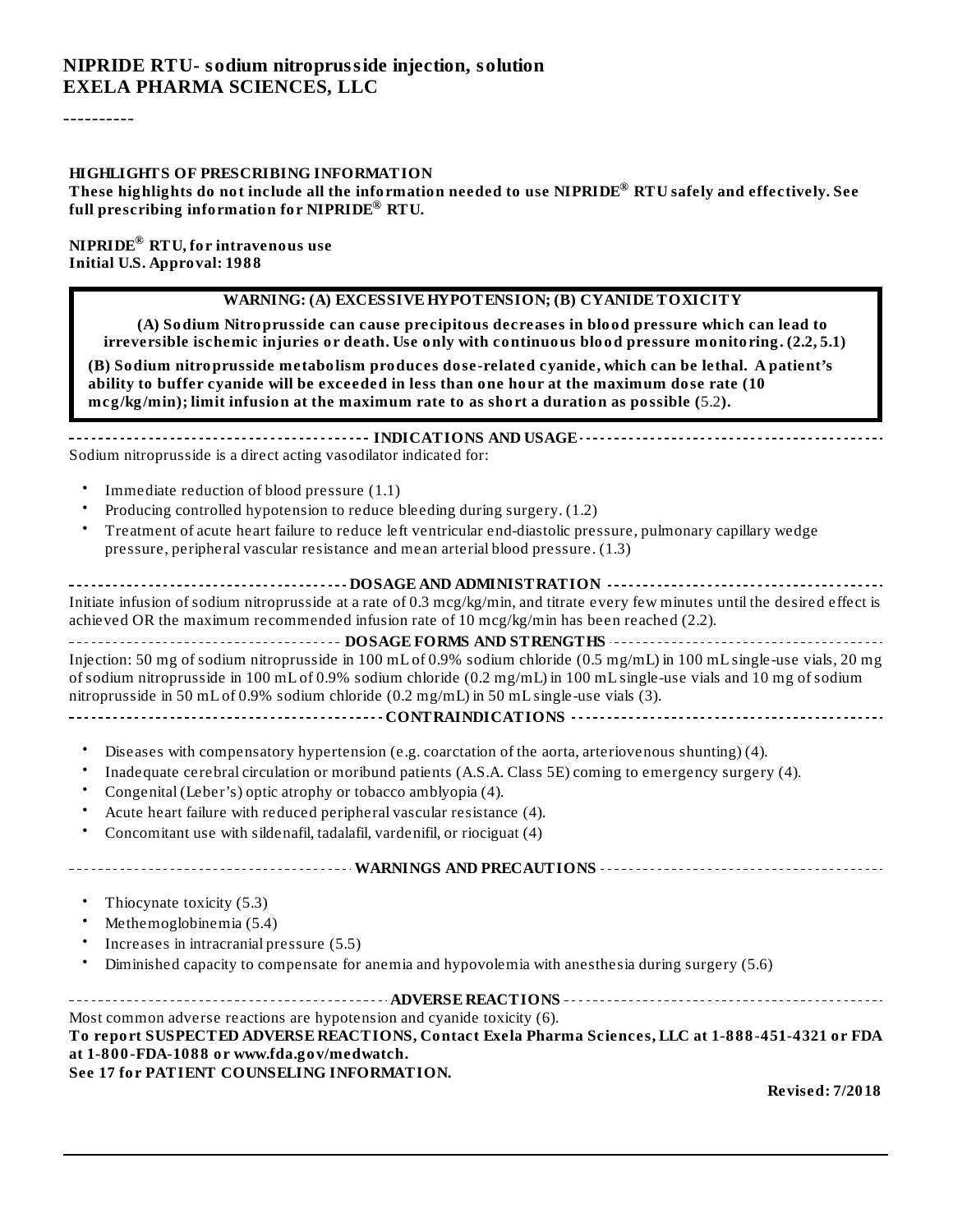# NIPRIDE RTU- sodium nitroprusside injection, solution
# EXELA PHARMA SCIENCES, LLC

----------

**HIGHLIGHTS OF PRESCRIBING INFORMATION**

**These highlights do not include all the information needed to use NIPRIDE® RTU safely and effectively. See full prescribing information for NIPRIDE® RTU.**

**NIPRIDE® RTU, for intravenous use**
**Initial U.S. Approval: 1988**

**WARNING: (A) EXCESSIVE HYPOTENSION; (B) CYANIDE TOXICITY**

**(A) Sodium Nitroprusside can cause precipitous decreases in blood pressure which can lead to irreversible ischemic injuries or death. Use only with continuous blood pressure monitoring. (2.2, 5.1)**

**(B) Sodium nitroprusside metabolism produces dose-related cyanide, which can be lethal. A patient's ability to buffer cyanide will be exceeded in less than one hour at the maximum dose rate (10 mcg/kg/min); limit infusion at the maximum rate to as short a duration as possible (5.2).**

**INDICATIONS AND USAGE**

Sodium nitroprusside is a direct acting vasodilator indicated for:

- Immediate reduction of blood pressure (1.1)
- Producing controlled hypotension to reduce bleeding during surgery. (1.2)
- Treatment of acute heart failure to reduce left ventricular end-diastolic pressure, pulmonary capillary wedge pressure, peripheral vascular resistance and mean arterial blood pressure. (1.3)

**DOSAGE AND ADMINISTRATION**

Initiate infusion of sodium nitroprusside at a rate of 0.3 mcg/kg/min, and titrate every few minutes until the desired effect is achieved OR the maximum recommended infusion rate of 10 mcg/kg/min has been reached (2.2).

**DOSAGE FORMS AND STRENGTHS**

Injection: 50 mg of sodium nitroprusside in 100 mL of 0.9% sodium chloride (0.5 mg/mL) in 100 mL single-use vials, 20 mg of sodium nitroprusside in 100 mL of 0.9% sodium chloride (0.2 mg/mL) in 100 mL single-use vials and 10 mg of sodium nitroprusside in 50 mL of 0.9% sodium chloride (0.2 mg/mL) in 50 mL single-use vials (3).

**CONTRAINDICATIONS**

- Diseases with compensatory hypertension (e.g. coarctation of the aorta, arteriovenous shunting) (4).
- Inadequate cerebral circulation or moribund patients (A.S.A. Class 5E) coming to emergency surgery (4).
- Congenital (Leber's) optic atrophy or tobacco amblyopia (4).
- Acute heart failure with reduced peripheral vascular resistance (4).
- Concomitant use with sildenafil, tadalafil, vardenifil, or riociguat (4)

**WARNINGS AND PRECAUTIONS**

- Thiocynate toxicity (5.3)
- Methemoglobinemia (5.4)
- Increases in intracranial pressure (5.5)
- Diminished capacity to compensate for anemia and hypovolemia with anesthesia during surgery (5.6)

**ADVERSE REACTIONS**

Most common adverse reactions are hypotension and cyanide toxicity (6).

**To report SUSPECTED ADVERSE REACTIONS, Contact Exela Pharma Sciences, LLC at 1-888-451-4321 or FDA at 1-800-FDA-1088 or www.fda.gov/medwatch.**

**See 17 for PATIENT COUNSELING INFORMATION.**

**Revised: 7/2018**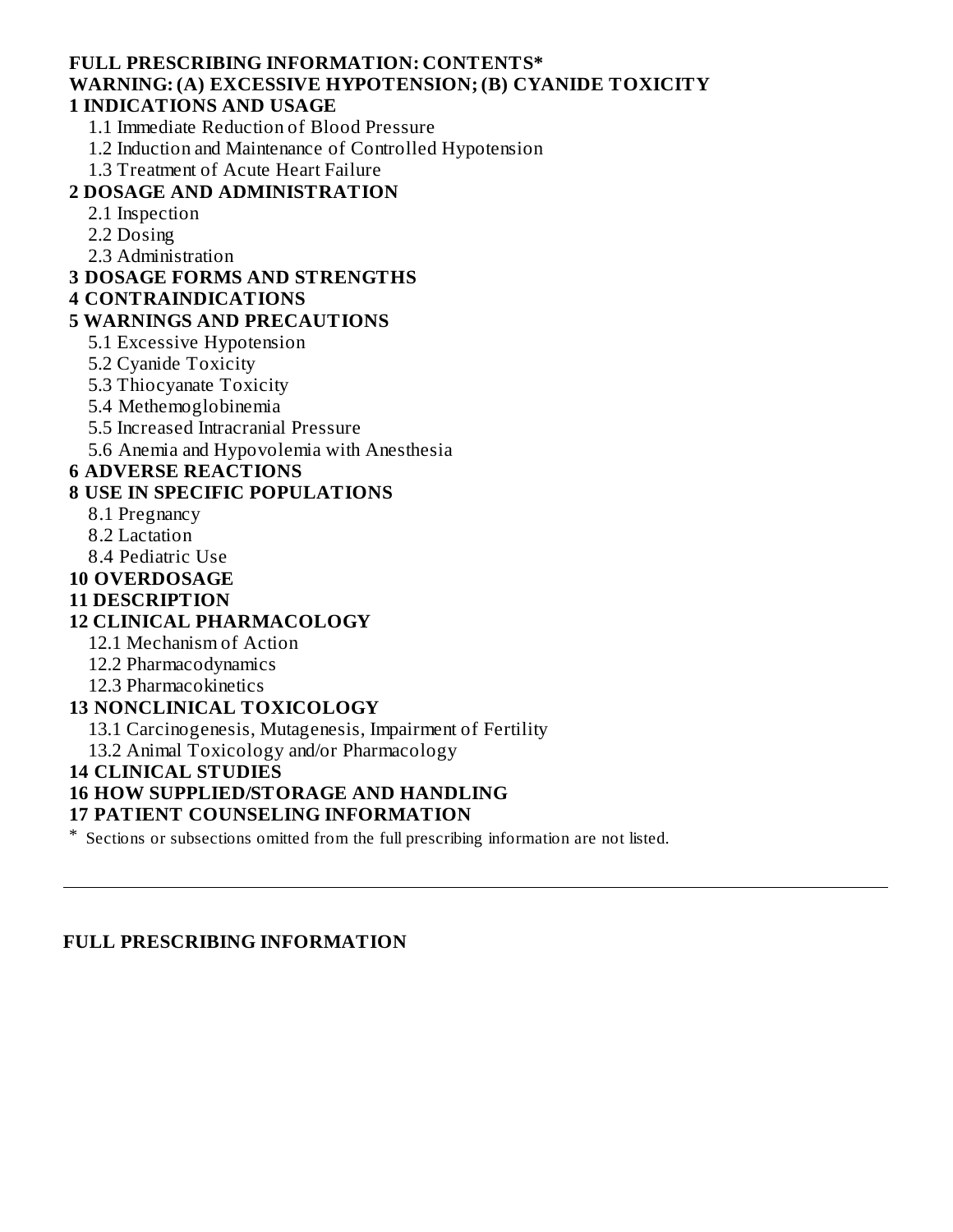## FULL PRESCRIBING INFORMATION: CONTENTS*

**WARNING: (A) EXCESSIVE HYPOTENSION; (B) CYANIDE TOXICITY**

**1 INDICATIONS AND USAGE**

- 1.1 Immediate Reduction of Blood Pressure
- 1.2 Induction and Maintenance of Controlled Hypotension
- 1.3 Treatment of Acute Heart Failure

**2 DOSAGE AND ADMINISTRATION**

- 2.1 Inspection
- 2.2 Dosing
- 2.3 Administration

**3 DOSAGE FORMS AND STRENGTHS**

**4 CONTRAINDICATIONS**

**5 WARNINGS AND PRECAUTIONS**

- 5.1 Excessive Hypotension
- 5.2 Cyanide Toxicity
- 5.3 Thiocyanate Toxicity
- 5.4 Methemoglobinemia
- 5.5 Increased Intracranial Pressure
- 5.6 Anemia and Hypovolemia with Anesthesia

**6 ADVERSE REACTIONS**

**8 USE IN SPECIFIC POPULATIONS**

- 8.1 Pregnancy
- 8.2 Lactation
- 8.4 Pediatric Use

**10 OVERDOSAGE**

**11 DESCRIPTION**

**12 CLINICAL PHARMACOLOGY**

- 12.1 Mechanism of Action
- 12.2 Pharmacodynamics
- 12.3 Pharmacokinetics

**13 NONCLINICAL TOXICOLOGY**

- 13.1 Carcinogenesis, Mutagenesis, Impairment of Fertility
- 13.2 Animal Toxicology and/or Pharmacology

**14 CLINICAL STUDIES**

**16 HOW SUPPLIED/STORAGE AND HANDLING**

**17 PATIENT COUNSELING INFORMATION**

* Sections or subsections omitted from the full prescribing information are not listed.

---

## FULL PRESCRIBING INFORMATION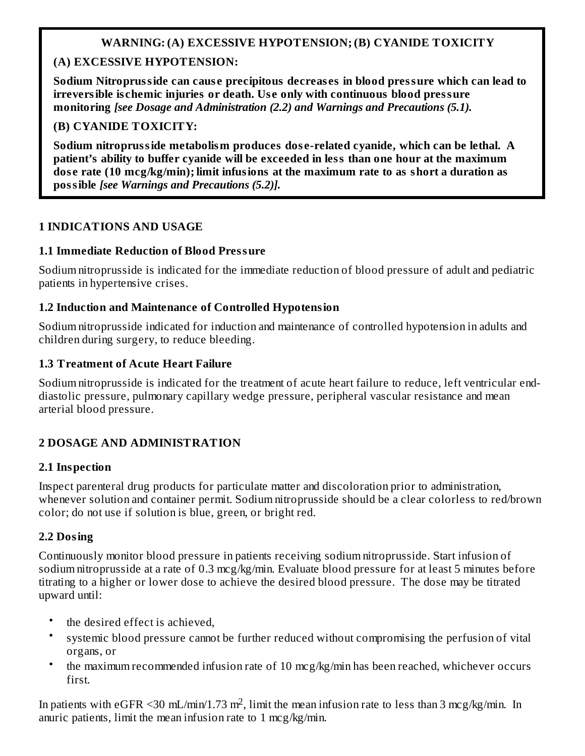**WARNING: (A) EXCESSIVE HYPOTENSION; (B) CYANIDE TOXICITY**

**(A) EXCESSIVE HYPOTENSION:**

**Sodium Nitroprusside can cause precipitous decreases in blood pressure which can lead to irreversible ischemic injuries or death. Use only with continuous blood pressure monitoring** ***[see Dosage and Administration (2.2) and Warnings and Precautions (5.1).***

**(B) CYANIDE TOXICITY:**

**Sodium nitroprusside metabolism produces dose-related cyanide, which can be lethal. A patient's ability to buffer cyanide will be exceeded in less than one hour at the maximum dose rate (10 mcg/kg/min); limit infusions at the maximum rate to as short a duration as possible** ***[see Warnings and Precautions (5.2)].***

## 1 INDICATIONS AND USAGE

### 1.1 Immediate Reduction of Blood Pressure

Sodium nitroprusside is indicated for the immediate reduction of blood pressure of adult and pediatric patients in hypertensive crises.

### 1.2 Induction and Maintenance of Controlled Hypotension

Sodium nitroprusside indicated for induction and maintenance of controlled hypotension in adults and children during surgery, to reduce bleeding.

### 1.3 Treatment of Acute Heart Failure

Sodium nitroprusside is indicated for the treatment of acute heart failure to reduce, left ventricular end-diastolic pressure, pulmonary capillary wedge pressure, peripheral vascular resistance and mean arterial blood pressure.

## 2 DOSAGE AND ADMINISTRATION

### 2.1 Inspection

Inspect parenteral drug products for particulate matter and discoloration prior to administration, whenever solution and container permit. Sodium nitroprusside should be a clear colorless to red/brown color; do not use if solution is blue, green, or bright red.

### 2.2 Dosing

Continuously monitor blood pressure in patients receiving sodium nitroprusside. Start infusion of sodium nitroprusside at a rate of 0.3 mcg/kg/min. Evaluate blood pressure for at least 5 minutes before titrating to a higher or lower dose to achieve the desired blood pressure. The dose may be titrated upward until:

- the desired effect is achieved,
- systemic blood pressure cannot be further reduced without compromising the perfusion of vital organs, or
- the maximum recommended infusion rate of 10 mcg/kg/min has been reached, whichever occurs first.

In patients with eGFR <30 mL/min/1.73 $m^2$, limit the mean infusion rate to less than 3 mcg/kg/min. In anuric patients, limit the mean infusion rate to 1 mcg/kg/min.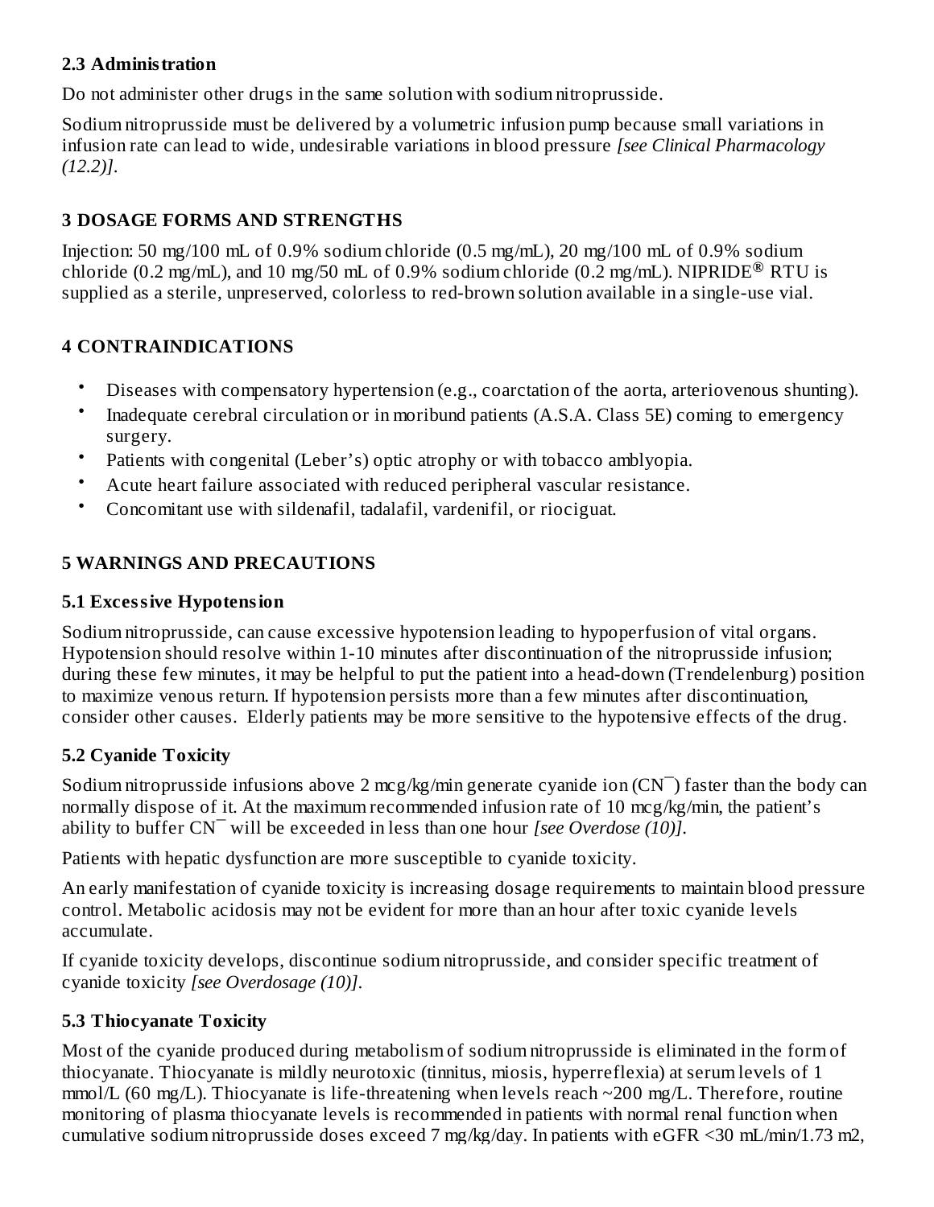### 2.3 Administration

Do not administer other drugs in the same solution with sodium nitroprusside.

Sodium nitroprusside must be delivered by a volumetric infusion pump because small variations in infusion rate can lead to wide, undesirable variations in blood pressure *[see Clinical Pharmacology (12.2)]*.

## 3 DOSAGE FORMS AND STRENGTHS

Injection: 50 mg/100 mL of 0.9% sodium chloride (0.5 mg/mL), 20 mg/100 mL of 0.9% sodium chloride (0.2 mg/mL), and 10 mg/50 mL of 0.9% sodium chloride (0.2 mg/mL). NIPRIDE® RTU is supplied as a sterile, unpreserved, colorless to red-brown solution available in a single-use vial.

## 4 CONTRAINDICATIONS

- Diseases with compensatory hypertension (e.g., coarctation of the aorta, arteriovenous shunting).
- Inadequate cerebral circulation or in moribund patients (A.S.A. Class 5E) coming to emergency surgery.
- Patients with congenital (Leber's) optic atrophy or with tobacco amblyopia.
- Acute heart failure associated with reduced peripheral vascular resistance.
- Concomitant use with sildenafil, tadalafil, vardenifil, or riociguat.

## 5 WARNINGS AND PRECAUTIONS

### 5.1 Excessive Hypotension

Sodium nitroprusside, can cause excessive hypotension leading to hypoperfusion of vital organs. Hypotension should resolve within 1-10 minutes after discontinuation of the nitroprusside infusion; during these few minutes, it may be helpful to put the patient into a head-down (Trendelenburg) position to maximize venous return. If hypotension persists more than a few minutes after discontinuation, consider other causes. Elderly patients may be more sensitive to the hypotensive effects of the drug.

### 5.2 Cyanide Toxicity

Sodium nitroprusside infusions above 2 mcg/kg/min generate cyanide ion ($CN^{-}$) faster than the body can normally dispose of it. At the maximum recommended infusion rate of 10 mcg/kg/min, the patient's ability to buffer $CN^{-}$ will be exceeded in less than one hour *[see Overdose (10)]*.

Patients with hepatic dysfunction are more susceptible to cyanide toxicity.

An early manifestation of cyanide toxicity is increasing dosage requirements to maintain blood pressure control. Metabolic acidosis may not be evident for more than an hour after toxic cyanide levels accumulate.

If cyanide toxicity develops, discontinue sodium nitroprusside, and consider specific treatment of cyanide toxicity *[see Overdosage (10)]*.

### 5.3 Thiocyanate Toxicity

Most of the cyanide produced during metabolism of sodium nitroprusside is eliminated in the form of thiocyanate. Thiocyanate is mildly neurotoxic (tinnitus, miosis, hyperreflexia) at serum levels of 1 mmol/L (60 mg/L). Thiocyanate is life-threatening when levels reach ~200 mg/L. Therefore, routine monitoring of plasma thiocyanate levels is recommended in patients with normal renal function when cumulative sodium nitroprusside doses exceed 7 mg/kg/day. In patients with eGFR <30 mL/min/1.73 m2,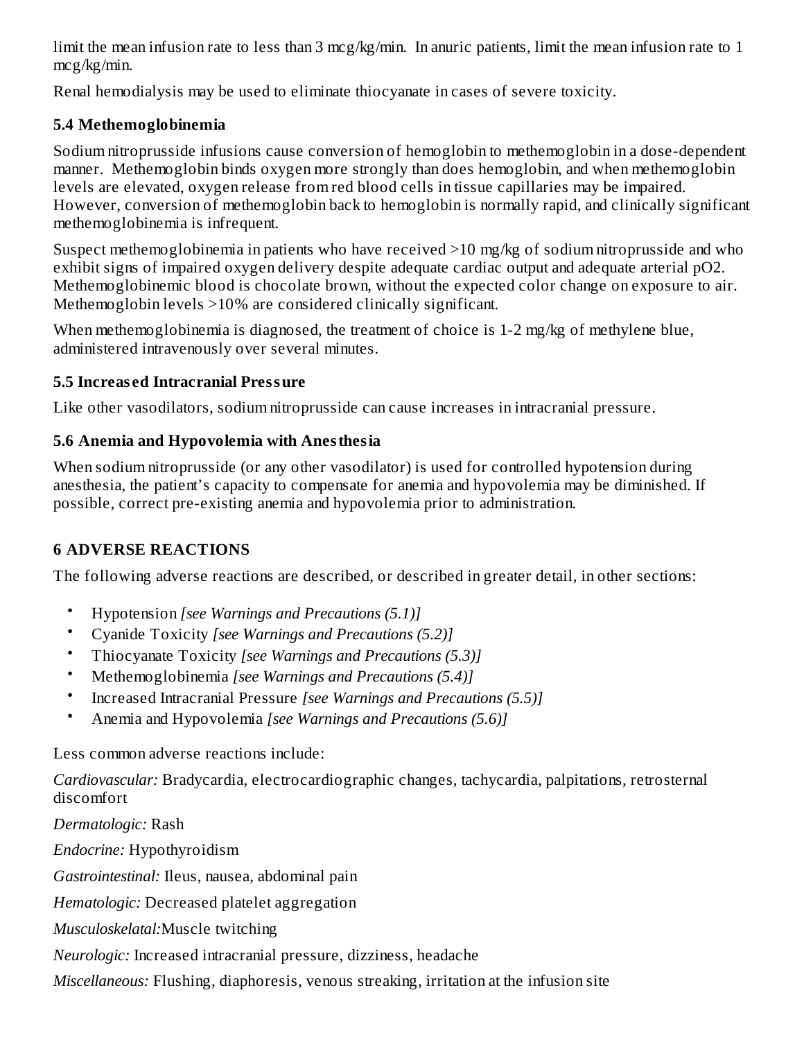limit the mean infusion rate to less than 3 mcg/kg/min. In anuric patients, limit the mean infusion rate to 1 mcg/kg/min.

Renal hemodialysis may be used to eliminate thiocyanate in cases of severe toxicity.

### 5.4 Methemoglobinemia

Sodium nitroprusside infusions cause conversion of hemoglobin to methemoglobin in a dose-dependent manner. Methemoglobin binds oxygen more strongly than does hemoglobin, and when methemoglobin levels are elevated, oxygen release from red blood cells in tissue capillaries may be impaired. However, conversion of methemoglobin back to hemoglobin is normally rapid, and clinically significant methemoglobinemia is infrequent.

Suspect methemoglobinemia in patients who have received >10 mg/kg of sodium nitroprusside and who exhibit signs of impaired oxygen delivery despite adequate cardiac output and adequate arterial $pO_2$. Methemoglobinemic blood is chocolate brown, without the expected color change on exposure to air. Methemoglobin levels >10% are considered clinically significant.

When methemoglobinemia is diagnosed, the treatment of choice is 1-2 mg/kg of methylene blue, administered intravenously over several minutes.

### 5.5 Increased Intracranial Pressure

Like other vasodilators, sodium nitroprusside can cause increases in intracranial pressure.

### 5.6 Anemia and Hypovolemia with Anesthesia

When sodium nitroprusside (or any other vasodilator) is used for controlled hypotension during anesthesia, the patient's capacity to compensate for anemia and hypovolemia may be diminished. If possible, correct pre-existing anemia and hypovolemia prior to administration.

## 6 ADVERSE REACTIONS

The following adverse reactions are described, or described in greater detail, in other sections:

- Hypotension *[see Warnings and Precautions (5.1)]*
- Cyanide Toxicity *[see Warnings and Precautions (5.2)]*
- Thiocyanate Toxicity *[see Warnings and Precautions (5.3)]*
- Methemoglobinemia *[see Warnings and Precautions (5.4)]*
- Increased Intracranial Pressure *[see Warnings and Precautions (5.5)]*
- Anemia and Hypovolemia *[see Warnings and Precautions (5.6)]*

Less common adverse reactions include:

*Cardiovascular:* Bradycardia, electrocardiographic changes, tachycardia, palpitations, retrosternal discomfort

*Dermatologic:* Rash

*Endocrine:* Hypothyroidism

*Gastrointestinal:* Ileus, nausea, abdominal pain

*Hematologic:* Decreased platelet aggregation

*Musculoskelatal:*Muscle twitching

*Neurologic:* Increased intracranial pressure, dizziness, headache

*Miscellaneous:* Flushing, diaphoresis, venous streaking, irritation at the infusion site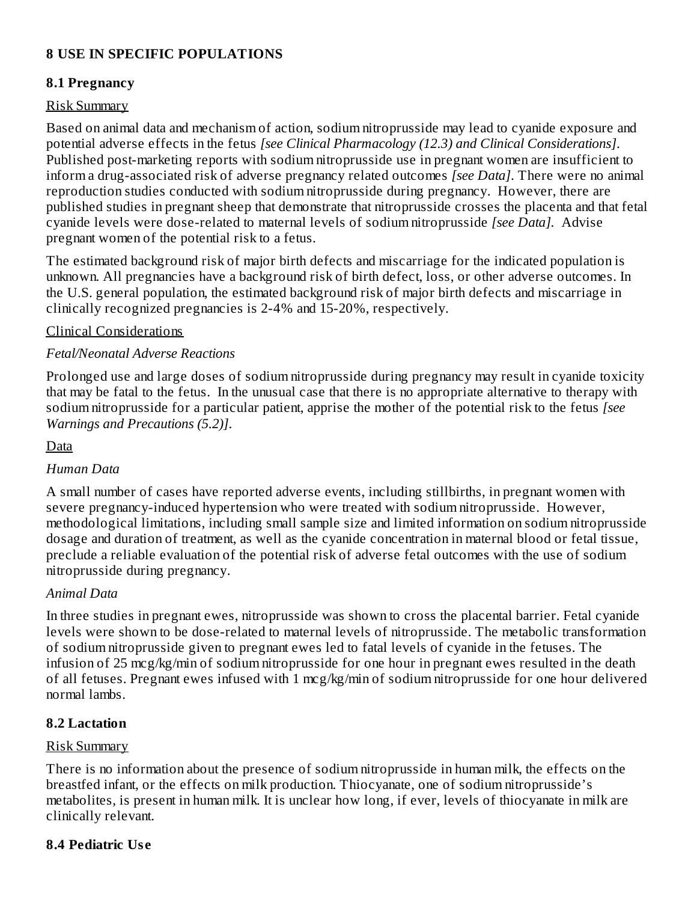# 8 USE IN SPECIFIC POPULATIONS

## 8.1 Pregnancy

Risk Summary

Based on animal data and mechanism of action, sodium nitroprusside may lead to cyanide exposure and potential adverse effects in the fetus *[see Clinical Pharmacology (12.3) and Clinical Considerations]*. Published post-marketing reports with sodium nitroprusside use in pregnant women are insufficient to inform a drug-associated risk of adverse pregnancy related outcomes *[see Data]*. There were no animal reproduction studies conducted with sodium nitroprusside during pregnancy. However, there are published studies in pregnant sheep that demonstrate that nitroprusside crosses the placenta and that fetal cyanide levels were dose-related to maternal levels of sodium nitroprusside *[see Data]*. Advise pregnant women of the potential risk to a fetus.

The estimated background risk of major birth defects and miscarriage for the indicated population is unknown. All pregnancies have a background risk of birth defect, loss, or other adverse outcomes. In the U.S. general population, the estimated background risk of major birth defects and miscarriage in clinically recognized pregnancies is 2-4% and 15-20%, respectively.

Clinical Considerations

*Fetal/Neonatal Adverse Reactions*

Prolonged use and large doses of sodium nitroprusside during pregnancy may result in cyanide toxicity that may be fatal to the fetus. In the unusual case that there is no appropriate alternative to therapy with sodium nitroprusside for a particular patient, apprise the mother of the potential risk to the fetus *[see Warnings and Precautions (5.2)]*.

Data

*Human Data*

A small number of cases have reported adverse events, including stillbirths, in pregnant women with severe pregnancy-induced hypertension who were treated with sodium nitroprusside. However, methodological limitations, including small sample size and limited information on sodium nitroprusside dosage and duration of treatment, as well as the cyanide concentration in maternal blood or fetal tissue, preclude a reliable evaluation of the potential risk of adverse fetal outcomes with the use of sodium nitroprusside during pregnancy.

*Animal Data*

In three studies in pregnant ewes, nitroprusside was shown to cross the placental barrier. Fetal cyanide levels were shown to be dose-related to maternal levels of nitroprusside. The metabolic transformation of sodium nitroprusside given to pregnant ewes led to fatal levels of cyanide in the fetuses. The infusion of 25 mcg/kg/min of sodium nitroprusside for one hour in pregnant ewes resulted in the death of all fetuses. Pregnant ewes infused with 1 mcg/kg/min of sodium nitroprusside for one hour delivered normal lambs.

## 8.2 Lactation

Risk Summary

There is no information about the presence of sodium nitroprusside in human milk, the effects on the breastfed infant, or the effects on milk production. Thiocyanate, one of sodium nitroprusside's metabolites, is present in human milk. It is unclear how long, if ever, levels of thiocyanate in milk are clinically relevant.

## 8.4 Pediatric Use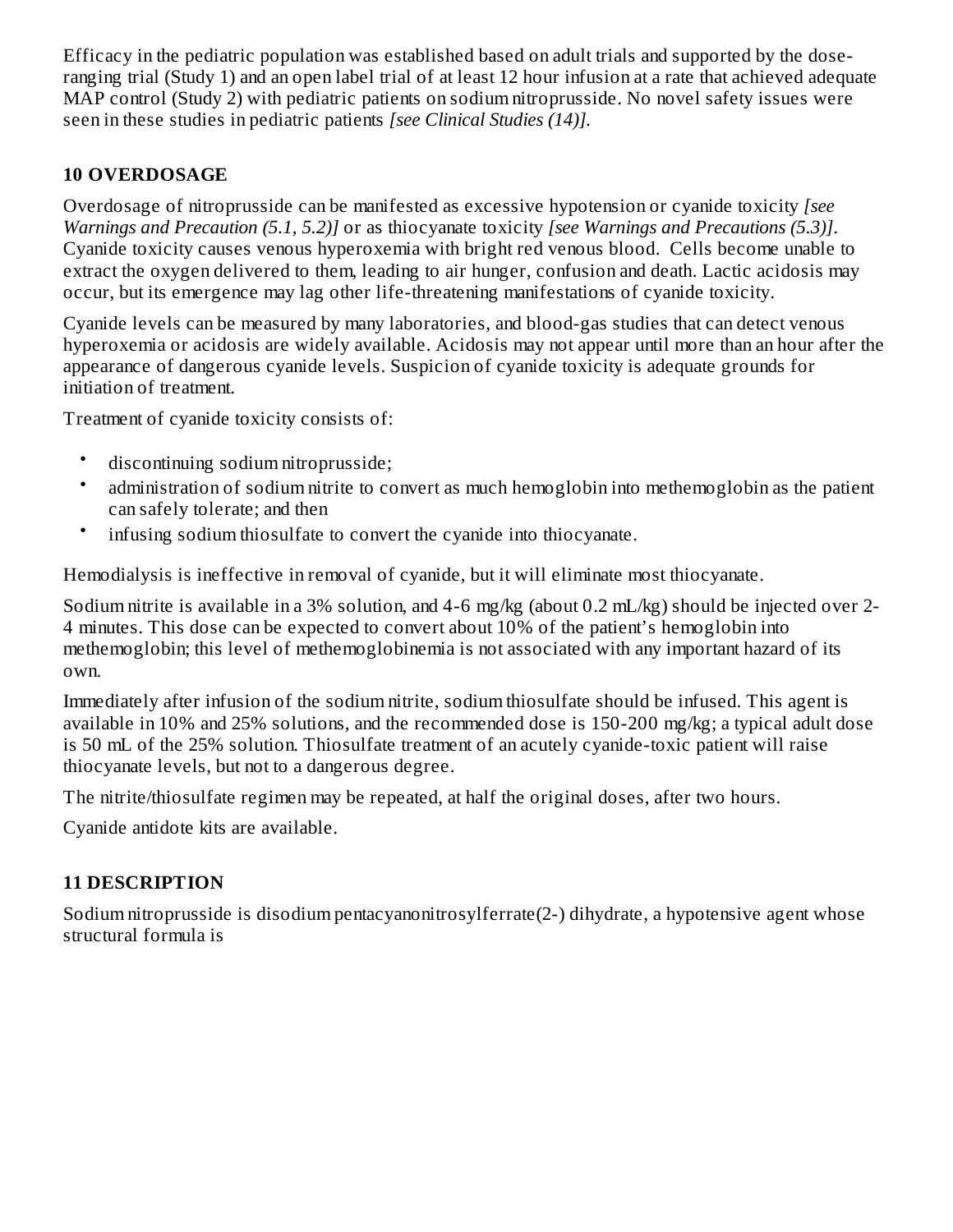Efficacy in the pediatric population was established based on adult trials and supported by the dose-ranging trial (Study 1) and an open label trial of at least 12 hour infusion at a rate that achieved adequate MAP control (Study 2) with pediatric patients on sodium nitroprusside. No novel safety issues were seen in these studies in pediatric patients *[see Clinical Studies (14)].*

## 10 OVERDOSAGE

Overdosage of nitroprusside can be manifested as excessive hypotension or cyanide toxicity *[see Warnings and Precaution (5.1, 5.2)]* or as thiocyanate toxicity *[see Warnings and Precautions (5.3)]*. Cyanide toxicity causes venous hyperoxemia with bright red venous blood. Cells become unable to extract the oxygen delivered to them, leading to air hunger, confusion and death. Lactic acidosis may occur, but its emergence may lag other life-threatening manifestations of cyanide toxicity.

Cyanide levels can be measured by many laboratories, and blood-gas studies that can detect venous hyperoxemia or acidosis are widely available. Acidosis may not appear until more than an hour after the appearance of dangerous cyanide levels. Suspicion of cyanide toxicity is adequate grounds for initiation of treatment.

Treatment of cyanide toxicity consists of:

- discontinuing sodium nitroprusside;
- administration of sodium nitrite to convert as much hemoglobin into methemoglobin as the patient can safely tolerate; and then
- infusing sodium thiosulfate to convert the cyanide into thiocyanate.

Hemodialysis is ineffective in removal of cyanide, but it will eliminate most thiocyanate.

Sodium nitrite is available in a 3% solution, and 4-6 mg/kg (about 0.2 mL/kg) should be injected over 2-4 minutes. This dose can be expected to convert about 10% of the patient's hemoglobin into methemoglobin; this level of methemoglobinemia is not associated with any important hazard of its own.

Immediately after infusion of the sodium nitrite, sodium thiosulfate should be infused. This agent is available in 10% and 25% solutions, and the recommended dose is 150-200 mg/kg; a typical adult dose is 50 mL of the 25% solution. Thiosulfate treatment of an acutely cyanide-toxic patient will raise thiocyanate levels, but not to a dangerous degree.

The nitrite/thiosulfate regimen may be repeated, at half the original doses, after two hours.

Cyanide antidote kits are available.

## 11 DESCRIPTION

Sodium nitroprusside is disodium pentacyanonitrosylferrate(2-) dihydrate, a hypotensive agent whose structural formula is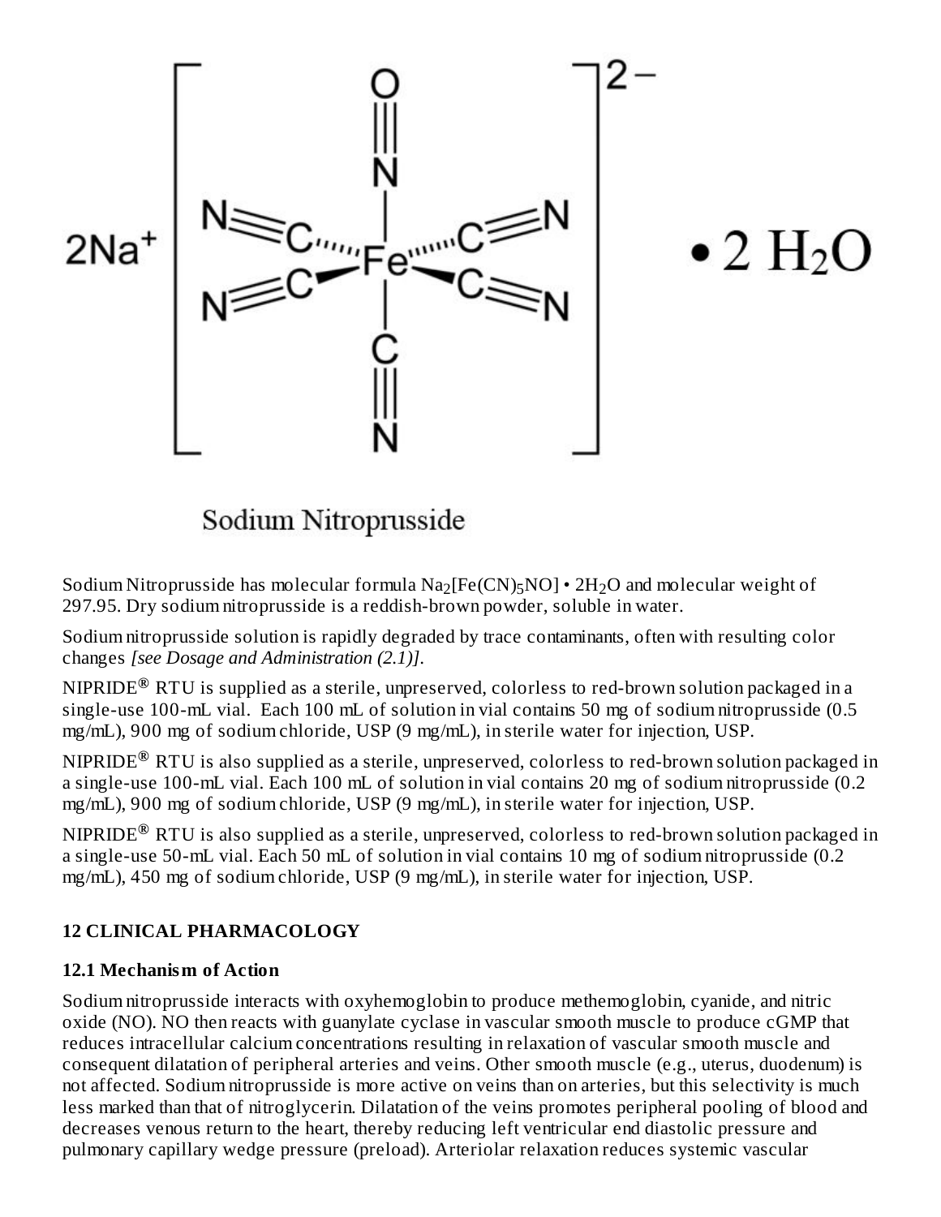Sodium Nitroprusside

Sodium Nitroprusside has molecular formula $Na_2[Fe(CN)_5NO] \cdot 2H_2O$ and molecular weight of 297.95. Dry sodium nitroprusside is a reddish-brown powder, soluble in water.

Sodium nitroprusside solution is rapidly degraded by trace contaminants, often with resulting color changes *[see Dosage and Administration (2.1)]*.

NIPRIDE® RTU is supplied as a sterile, unpreserved, colorless to red-brown solution packaged in a single-use 100-mL vial. Each 100 mL of solution in vial contains 50 mg of sodium nitroprusside (0.5 mg/mL), 900 mg of sodium chloride, USP (9 mg/mL), in sterile water for injection, USP.

NIPRIDE® RTU is also supplied as a sterile, unpreserved, colorless to red-brown solution packaged in a single-use 100-mL vial. Each 100 mL of solution in vial contains 20 mg of sodium nitroprusside (0.2 mg/mL), 900 mg of sodium chloride, USP (9 mg/mL), in sterile water for injection, USP.

NIPRIDE® RTU is also supplied as a sterile, unpreserved, colorless to red-brown solution packaged in a single-use 50-mL vial. Each 50 mL of solution in vial contains 10 mg of sodium nitroprusside (0.2 mg/mL), 450 mg of sodium chloride, USP (9 mg/mL), in sterile water for injection, USP.

## 12 CLINICAL PHARMACOLOGY

### 12.1 Mechanism of Action

Sodium nitroprusside interacts with oxyhemoglobin to produce methemoglobin, cyanide, and nitric oxide (NO). NO then reacts with guanylate cyclase in vascular smooth muscle to produce cGMP that reduces intracellular calcium concentrations resulting in relaxation of vascular smooth muscle and consequent dilatation of peripheral arteries and veins. Other smooth muscle (e.g., uterus, duodenum) is not affected. Sodium nitroprusside is more active on veins than on arteries, but this selectivity is much less marked than that of nitroglycerin. Dilatation of the veins promotes peripheral pooling of blood and decreases venous return to the heart, thereby reducing left ventricular end diastolic pressure and pulmonary capillary wedge pressure (preload). Arteriolar relaxation reduces systemic vascular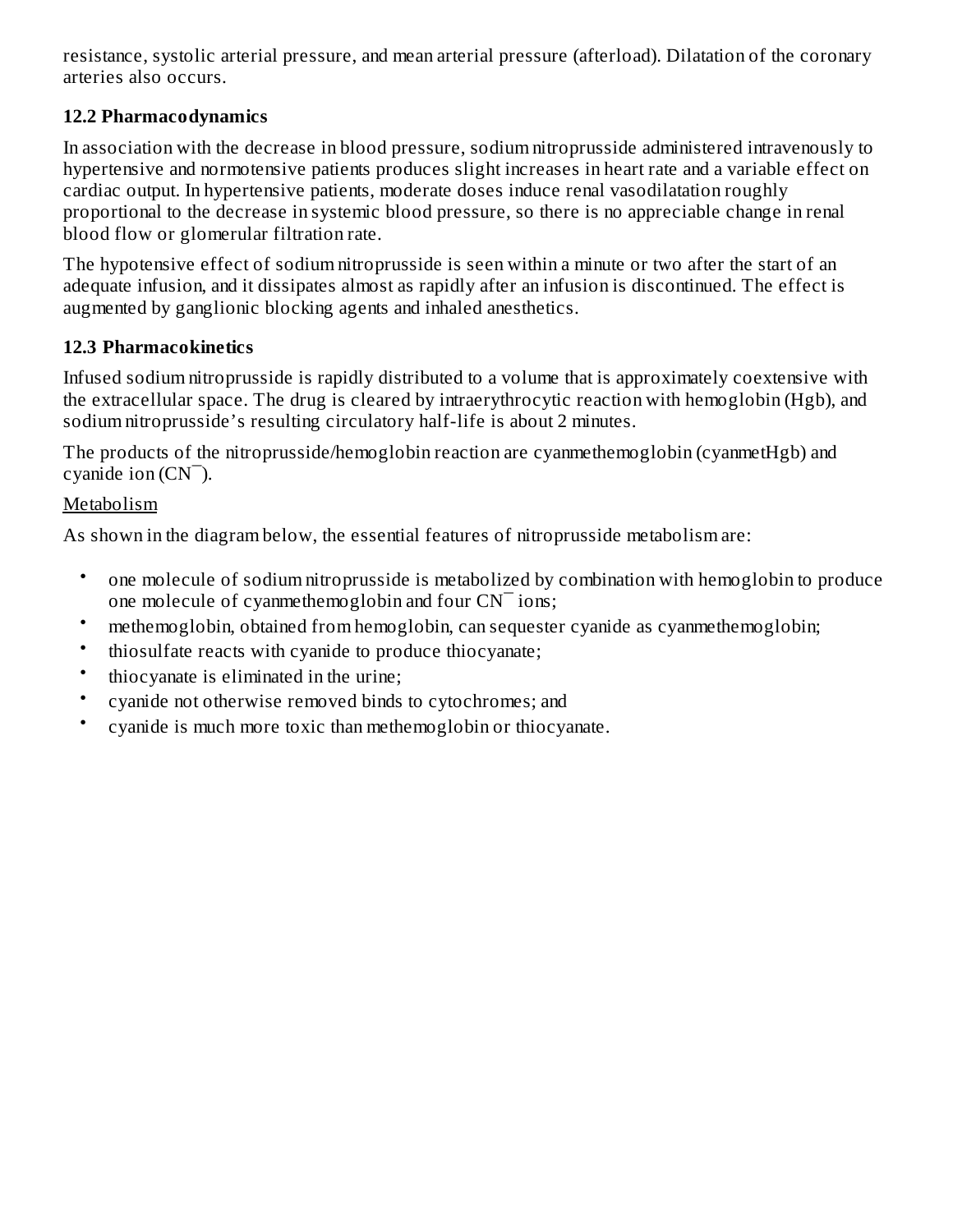resistance, systolic arterial pressure, and mean arterial pressure (afterload). Dilatation of the coronary arteries also occurs.

### 12.2 Pharmacodynamics

In association with the decrease in blood pressure, sodium nitroprusside administered intravenously to hypertensive and normotensive patients produces slight increases in heart rate and a variable effect on cardiac output. In hypertensive patients, moderate doses induce renal vasodilatation roughly proportional to the decrease in systemic blood pressure, so there is no appreciable change in renal blood flow or glomerular filtration rate.

The hypotensive effect of sodium nitroprusside is seen within a minute or two after the start of an adequate infusion, and it dissipates almost as rapidly after an infusion is discontinued. The effect is augmented by ganglionic blocking agents and inhaled anesthetics.

### 12.3 Pharmacokinetics

Infused sodium nitroprusside is rapidly distributed to a volume that is approximately coextensive with the extracellular space. The drug is cleared by intraerythrocytic reaction with hemoglobin (Hgb), and sodium nitroprusside's resulting circulatory half-life is about 2 minutes.

The products of the nitroprusside/hemoglobin reaction are cyanmethemoglobin (cyanmetHgb) and cyanide ion ($CN^{-}$).

Metabolism

As shown in the diagram below, the essential features of nitroprusside metabolism are:

- one molecule of sodium nitroprusside is metabolized by combination with hemoglobin to produce one molecule of cyanmethemoglobin and four $CN^{-}$ ions;
- methemoglobin, obtained from hemoglobin, can sequester cyanide as cyanmethemoglobin;
- thiosulfate reacts with cyanide to produce thiocyanate;
- thiocyanate is eliminated in the urine;
- cyanide not otherwise removed binds to cytochromes; and
- cyanide is much more toxic than methemoglobin or thiocyanate.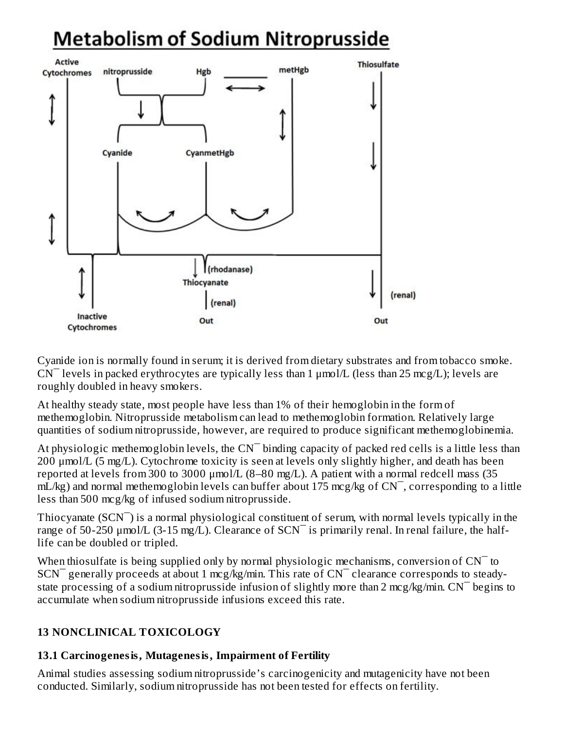# Metabolism of Sodium Nitroprusside

Cyanide ion is normally found in serum; it is derived from dietary substrates and from tobacco smoke. $CN^-$ levels in packed erythrocytes are typically less than 1 µmol/L (less than 25 mcg/L); levels are roughly doubled in heavy smokers.

At healthy steady state, most people have less than 1% of their hemoglobin in the form of methemoglobin. Nitroprusside metabolism can lead to methemoglobin formation. Relatively large quantities of sodium nitroprusside, however, are required to produce significant methemoglobinemia.

At physiologic methemoglobin levels, the $CN^-$ binding capacity of packed red cells is a little less than 200 µmol/L (5 mg/L). Cytochrome toxicity is seen at levels only slightly higher, and death has been reported at levels from 300 to 3000 µmol/L (8–80 mg/L). A patient with a normal redcell mass (35 mL/kg) and normal methemoglobin levels can buffer about 175 mcg/kg of $CN^-$, corresponding to a little less than 500 mcg/kg of infused sodium nitroprusside.

Thiocyanate ($SCN^-$) is a normal physiological constituent of serum, with normal levels typically in the range of 50-250 µmol/L (3-15 mg/L). Clearance of $SCN^-$ is primarily renal. In renal failure, the half-life can be doubled or tripled.

When thiosulfate is being supplied only by normal physiologic mechanisms, conversion of $CN^-$ to $SCN^-$ generally proceeds at about 1 mcg/kg/min. This rate of $CN^-$ clearance corresponds to steady-state processing of a sodium nitroprusside infusion of slightly more than 2 mcg/kg/min. $CN^-$ begins to accumulate when sodium nitroprusside infusions exceed this rate.

## 13 NONCLINICAL TOXICOLOGY

### 13.1 Carcinogenesis, Mutagenesis, Impairment of Fertility

Animal studies assessing sodium nitroprusside's carcinogenicity and mutagenicity have not been conducted. Similarly, sodium nitroprusside has not been tested for effects on fertility.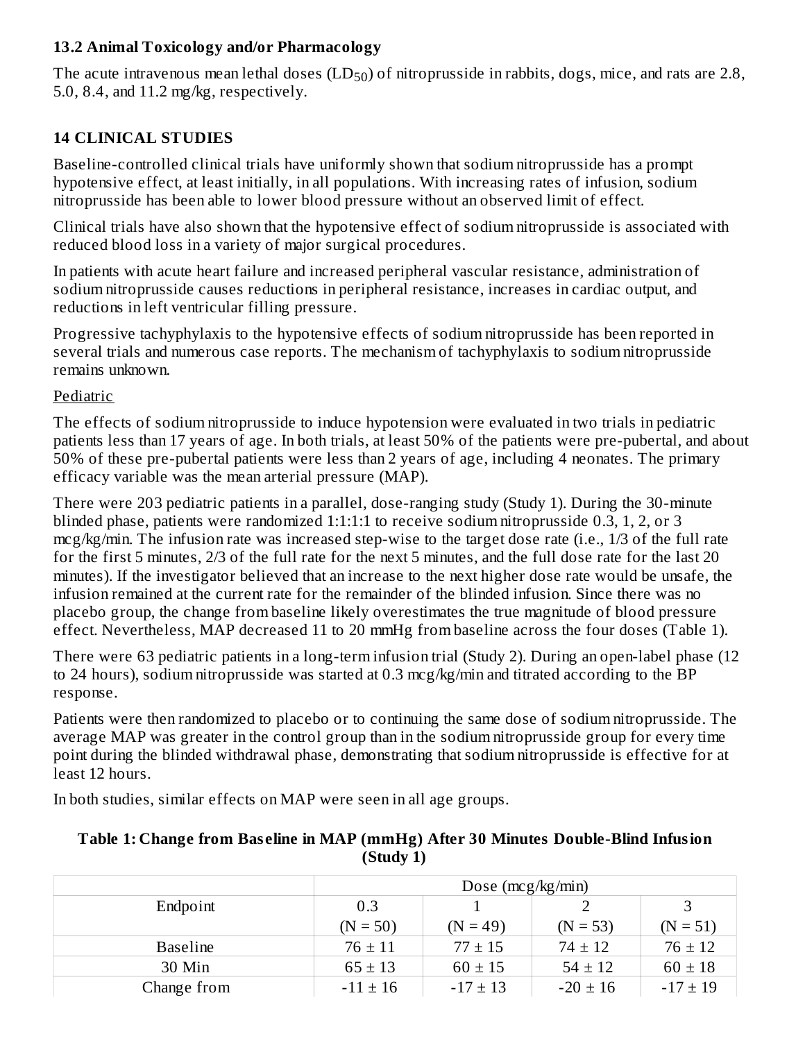### 13.2 Animal Toxicology and/or Pharmacology

The acute intravenous mean lethal doses ($LD_{50}$) of nitroprusside in rabbits, dogs, mice, and rats are 2.8, 5.0, 8.4, and 11.2 mg/kg, respectively.

## 14 CLINICAL STUDIES

Baseline-controlled clinical trials have uniformly shown that sodium nitroprusside has a prompt hypotensive effect, at least initially, in all populations. With increasing rates of infusion, sodium nitroprusside has been able to lower blood pressure without an observed limit of effect.

Clinical trials have also shown that the hypotensive effect of sodium nitroprusside is associated with reduced blood loss in a variety of major surgical procedures.

In patients with acute heart failure and increased peripheral vascular resistance, administration of sodium nitroprusside causes reductions in peripheral resistance, increases in cardiac output, and reductions in left ventricular filling pressure.

Progressive tachyphylaxis to the hypotensive effects of sodium nitroprusside has been reported in several trials and numerous case reports. The mechanism of tachyphylaxis to sodium nitroprusside remains unknown.

Pediatric

The effects of sodium nitroprusside to induce hypotension were evaluated in two trials in pediatric patients less than 17 years of age. In both trials, at least 50% of the patients were pre-pubertal, and about 50% of these pre-pubertal patients were less than 2 years of age, including 4 neonates. The primary efficacy variable was the mean arterial pressure (MAP).

There were 203 pediatric patients in a parallel, dose-ranging study (Study 1). During the 30-minute blinded phase, patients were randomized 1:1:1:1 to receive sodium nitroprusside 0.3, 1, 2, or 3 mcg/kg/min. The infusion rate was increased step-wise to the target dose rate (i.e., 1/3 of the full rate for the first 5 minutes, 2/3 of the full rate for the next 5 minutes, and the full dose rate for the last 20 minutes). If the investigator believed that an increase to the next higher dose rate would be unsafe, the infusion remained at the current rate for the remainder of the blinded infusion. Since there was no placebo group, the change from baseline likely overestimates the true magnitude of blood pressure effect. Nevertheless, MAP decreased 11 to 20 mmHg from baseline across the four doses (Table 1).

There were 63 pediatric patients in a long-term infusion trial (Study 2). During an open-label phase (12 to 24 hours), sodium nitroprusside was started at 0.3 mcg/kg/min and titrated according to the BP response.

Patients were then randomized to placebo or to continuing the same dose of sodium nitroprusside. The average MAP was greater in the control group than in the sodium nitroprusside group for every time point during the blinded withdrawal phase, demonstrating that sodium nitroprusside is effective for at least 12 hours.

In both studies, similar effects on MAP were seen in all age groups.

**Table 1: Change from Baseline in MAP (mmHg) After 30 Minutes Double-Blind Infusion (Study 1)**

| | Dose (mcg/kg/min) | | | |
|---|---|---|---|---|
| Endpoint | 0.3<br>(N = 50) | 1<br>(N = 49) | 2<br>(N = 53) | 3<br>(N = 51) |
| Baseline | 76 ± 11 | 77 ± 15 | 74 ± 12 | 76 ± 12 |
| 30 Min | 65 ± 13 | 60 ± 15 | 54 ± 12 | 60 ± 18 |
| Change from | -11 ± 16 | -17 ± 13 | -20 ± 16 | -17 ± 19 |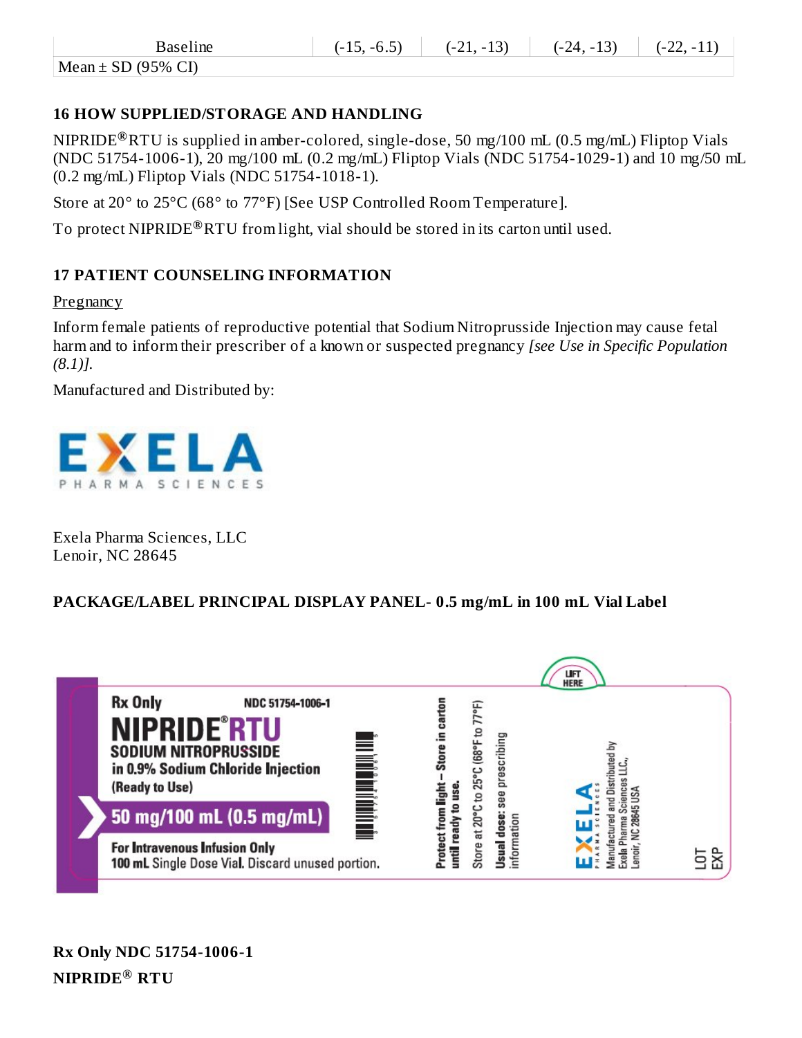| Baseline | (-15, -6.5) | (-21, -13) | (-24, -13) | (-22, -11) |
|---|---|---|---|---|
| Mean ± SD (95% CI) | | | | |

## 16 HOW SUPPLIED/STORAGE AND HANDLING

NIPRIDE® RTU is supplied in amber-colored, single-dose, 50 mg/100 mL (0.5 mg/mL) Fliptop Vials (NDC 51754-1006-1), 20 mg/100 mL (0.2 mg/mL) Fliptop Vials (NDC 51754-1029-1) and 10 mg/50 mL (0.2 mg/mL) Fliptop Vials (NDC 51754-1018-1).

Store at 20° to 25°C (68° to 77°F) [See USP Controlled Room Temperature].

To protect NIPRIDE® RTU from light, vial should be stored in its carton until used.

## 17 PATIENT COUNSELING INFORMATION

Pregnancy

Inform female patients of reproductive potential that Sodium Nitroprusside Injection may cause fetal harm and to inform their prescriber of a known or suspected pregnancy *[see Use in Specific Population (8.1)]*.

Manufactured and Distributed by:

EXELA PHARMA SCIENCES

Exela Pharma Sciences, LLC
Lenoir, NC 28645

## PACKAGE/LABEL PRINCIPAL DISPLAY PANEL- 0.5 mg/mL in 100 mL Vial Label

Rx Only NDC 51754-1006-1
NIPRIDE® RTU
SODIUM NITROPRUSSIDE
in 0.9% Sodium Chloride Injection
(Ready to Use)
50 mg/100 mL (0.5 mg/mL)
For Intravenous Infusion Only
100 mL Single Dose Vial. Discard unused portion.
Protect from light – Store in carton until ready to use.
Store at 20°C to 25°C (68°F to 77°F)
Usual dose: see prescribing information
LIFT HERE
EXELA PHARMA SCIENCES
Manufactured and Distributed by Exela Pharma Sciences LLC., Lenoir, NC 28645 USA
LOT
EXP

**Rx Only NDC 51754-1006-1**

**NIPRIDE® RTU**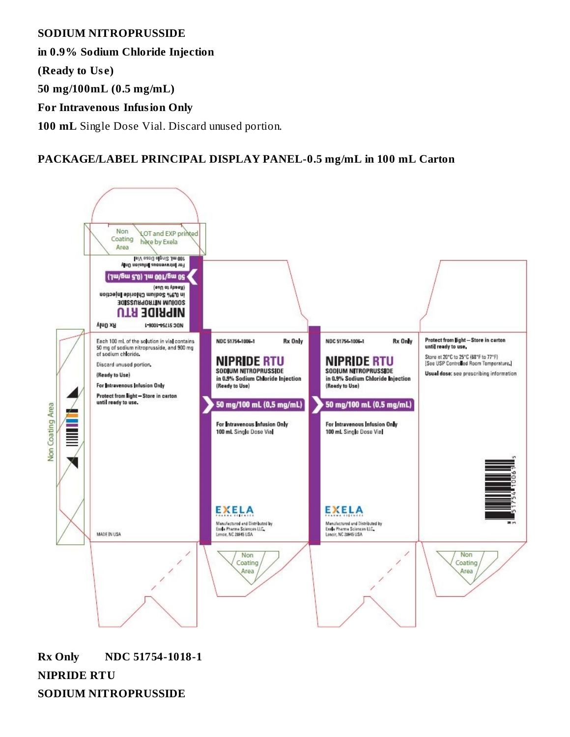**SODIUM NITROPRUSSIDE**

**in 0.9% Sodium Chloride Injection**

**(Ready to Use)**

**50 mg/100mL (0.5 mg/mL)**

**For Intravenous Infusion Only**

**100 mL** Single Dose Vial. Discard unused portion.

**PACKAGE/LABEL PRINCIPAL DISPLAY PANEL-0.5 mg/mL in 100 mL Carton**

Non Coating Area

LOT and EXP printed here by Exela

NDC 51754-1006-1 Rx Only

NIPRIDE RTU

SODIUM NITROPRUSSIDE

in 0.9% Sodium Chloride Injection

(Ready to Use)

50 mg/100 mL (0.5 mg/mL)

For Intravenous Infusion Only

100 mL Single Dose Vial

Each 100 mL of the solution in vial contains 50 mg of sodium nitroprusside, and 900 mg of sodium chloride.

Discard unused portion.

(Ready to Use)

For Intravenous Infusion Only

Protect from light – Store in carton until ready to use.

MADE IN USA

Non Coating Area

NDC 51754-1006-1 Rx Only

NIPRIDE RTU

SODIUM NITROPRUSSIDE

in 0.9% Sodium Chloride Injection

(Ready to Use)

50 mg/100 mL (0.5 mg/mL)

For Intravenous Infusion Only

100 mL Single Dose Vial

EXELA PHARMA SCIENCES

Manufactured and Distributed by Exela Pharma Sciences LLC, Lenoir, NC 28645 USA

NDC 51754-1006-1 Rx Only

NIPRIDE RTU

SODIUM NITROPRUSSIDE

in 0.9% Sodium Chloride Injection

(Ready to Use)

50 mg/100 mL (0.5 mg/mL)

For Intravenous Infusion Only

100 mL Single Dose Vial

EXELA PHARMA SCIENCES

Manufactured and Distributed by Exela Pharma Sciences LLC, Lenoir, NC 28645 USA

Protect from light – Store in carton until ready to use.

Store at 20°C to 25°C (68°F to 77°F) [See USP Controlled Room Temperature.]

Usual dose: see prescribing information

3 51754 10061 5

Non Coating Area

Non Coating Area

Non Coating Area

**Rx Only NDC 51754-1018-1**

**NIPRIDE RTU**

**SODIUM NITROPRUSSIDE**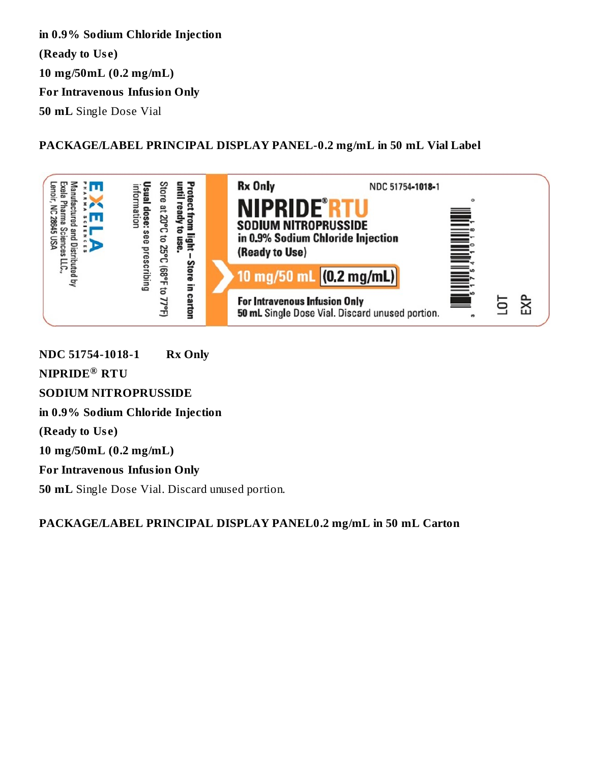**in 0.9% Sodium Chloride Injection**

**(Ready to Use)**

**10 mg/50mL (0.2 mg/mL)**

**For Intravenous Infusion Only**

**50 mL** Single Dose Vial

**PACKAGE/LABEL PRINCIPAL DISPLAY PANEL-0.2 mg/mL in 50 mL Vial Label**

Rx Only NDC 51754-1018-1

NIPRIDE® RTU

SODIUM NITROPRUSSIDE

in 0.9% Sodium Chloride Injection

(Ready to Use)

10 mg/50 mL (0.2 mg/mL)

For Intravenous Infusion Only

50 mL Single Dose Vial. Discard unused portion.

Protect from light – Store in carton until ready to use.

Store at 20°C to 25°C (68°F to 77°F)

Usual dose: see prescribing information

EXELA PHARMA SCIENCES

Manufactured and Distributed by Exela Pharma Sciences LLC., Lenoir, NC 28645 USA

LOT

EXP

**NDC 51754-1018-1** **Rx Only**

**NIPRIDE® RTU**

**SODIUM NITROPRUSSIDE**

**in 0.9% Sodium Chloride Injection**

**(Ready to Use)**

**10 mg/50mL (0.2 mg/mL)**

**For Intravenous Infusion Only**

**50 mL** Single Dose Vial. Discard unused portion.

**PACKAGE/LABEL PRINCIPAL DISPLAY PANEL0.2 mg/mL in 50 mL Carton**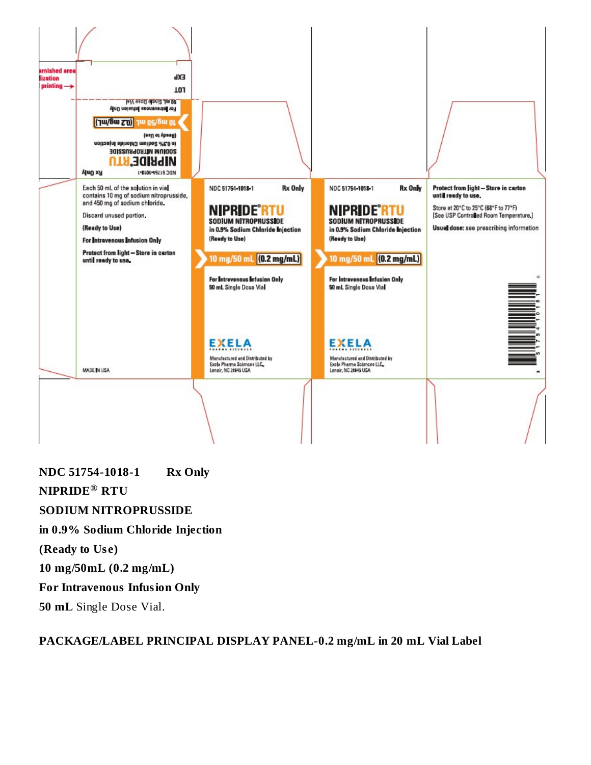Each 50 mL of the solution in vial contains 10 mg of sodium nitroprusside, and 450 mg of sodium chloride.

Discard unused portion.

(Ready to Use)

For Intravenous Infusion Only

Protect from light – Store in carton until ready to use.

MADE IN USA

NDC 51754-1018-1 Rx Only

NIPRIDE® RTU

SODIUM NITROPRUSSIDE

in 0.9% Sodium Chloride Injection

(Ready to Use)

10 mg/50 mL (0.2 mg/mL)

For Intravenous Infusion Only

50 mL Single Dose Vial

EXELA PHARMA SCIENCES

Manufactured and Distributed by Exela Pharma Sciences LLC, Lenoir, NC 28645 USA

Protect from light – Store in carton until ready to use.

Store at 20°C to 25°C (68°F to 77°F) [See USP Controlled Room Temperature.]

Usual dose: see prescribing information

LOT

EXP

**NDC 51754-1018-1 Rx Only**

**NIPRIDE® RTU**

**SODIUM NITROPRUSSIDE**

**in 0.9% Sodium Chloride Injection**

**(Ready to Use)**

**10 mg/50mL (0.2 mg/mL)**

**For Intravenous Infusion Only**

**50 mL** Single Dose Vial.

**PACKAGE/LABEL PRINCIPAL DISPLAY PANEL-0.2 mg/mL in 20 mL Vial Label**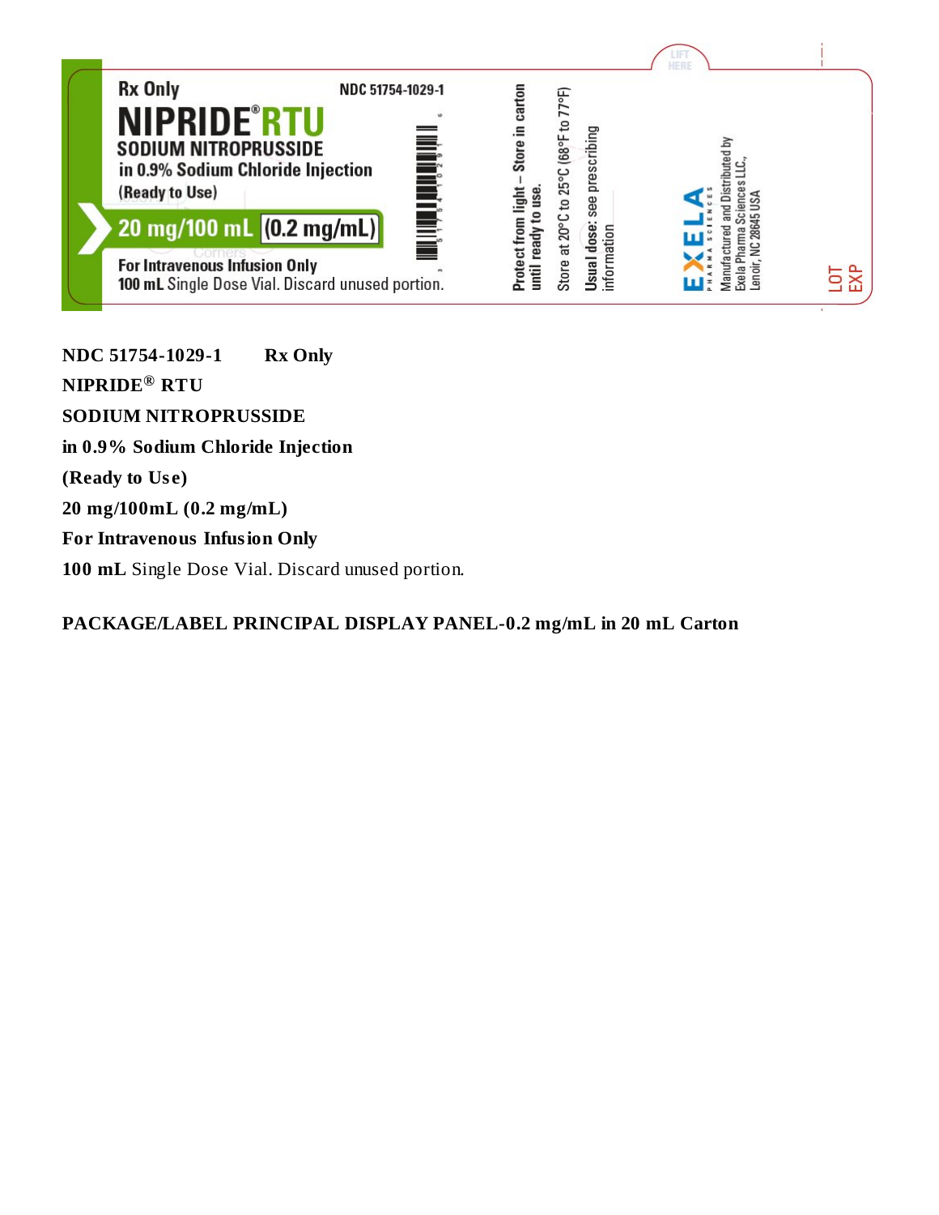Rx Only NDC 51754-1029-1

**NIPRIDE® RTU**

**SODIUM NITROPRUSSIDE**

**in 0.9% Sodium Chloride Injection**

**(Ready to Use)**

**20 mg/100 mL (0.2 mg/mL)**

**For Intravenous Infusion Only**

**100 mL** Single Dose Vial. Discard unused portion.

**Protect from light – Store in carton until ready to use.**

Store at 20°C to 25°C (68°F to 77°F)

**Usual dose:** see prescribing information

EXELA PHARMA SCIENCES

Manufactured and Distributed by Exela Pharma Sciences LLC., Lenoir, NC 28645 USA

LIFT HERE

LOT

EXP

**NDC 51754-1029-1 Rx Only**

**NIPRIDE® RTU**

**SODIUM NITROPRUSSIDE**

**in 0.9% Sodium Chloride Injection**

**(Ready to Use)**

**20 mg/100mL (0.2 mg/mL)**

**For Intravenous Infusion Only**

**100 mL** Single Dose Vial. Discard unused portion.

**PACKAGE/LABEL PRINCIPAL DISPLAY PANEL-0.2 mg/mL in 20 mL Carton**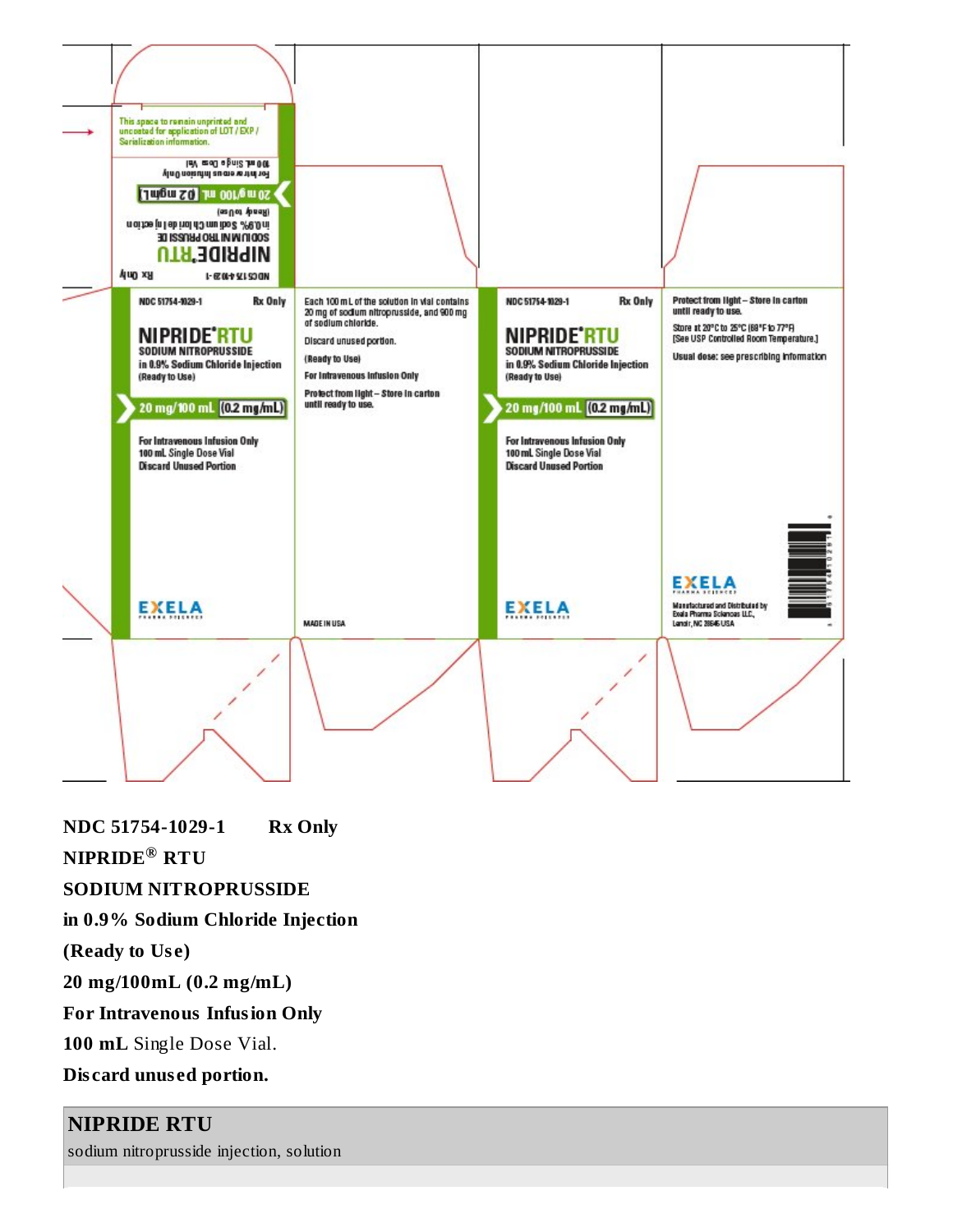NDC 51754-1029-1 Rx Only

NIPRIDE® RTU

SODIUM NITROPRUSSIDE

in 0.9% Sodium Chloride Injection (Ready to Use)

20 mg/100 mL (0.2 mg/mL)

For Intravenous Infusion Only

100 mL Single Dose Vial

Discard Unused Portion

EXELA PHARMA SCIENCES

Each 100 mL of the solution in vial contains 20 mg of sodium nitroprusside, and 900 mg of sodium chloride.

Discard unused portion.

(Ready to Use)

For Intravenous Infusion Only

Protect from light – Store in carton until ready to use.

MADE IN USA

Protect from light – Store in carton until ready to use.

Store at 20°C to 25°C (68°F to 77°F) [See USP Controlled Room Temperature.]

Usual dose: see prescribing information

Manufactured and Distributed by Exela Pharma Sciences LLC, Lenoir, NC 28645 USA

This space to remain unprinted and uncoated for application of LOT / EXP / Serialization information.

**NDC 51754-1029-1 Rx Only**

**NIPRIDE® RTU**

**SODIUM NITROPRUSSIDE**

**in 0.9% Sodium Chloride Injection**

**(Ready to Use)**

**20 mg/100mL (0.2 mg/mL)**

**For Intravenous Infusion Only**

**100 mL** Single Dose Vial.

**Discard unused portion.**

## NIPRIDE RTU

sodium nitroprusside injection, solution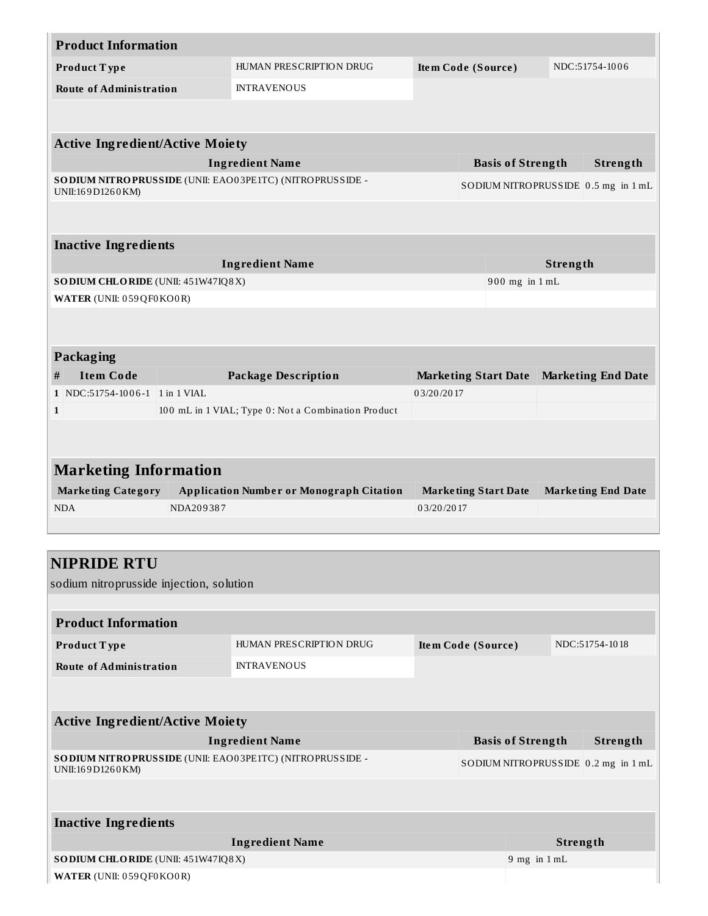| Product Information | | | |
|---|---|---|---|
| **Product Type** | HUMAN PRESCRIPTION DRUG | **Item Code (Source)** | NDC:51754-1006 |
| **Route of Administration** | INTRAVENOUS | | |

| Active Ingredient/Active Moiety | | |
|---|---|---|
| **Ingredient Name** | **Basis of Strength** | **Strength** |
| **SODIUM NITROPRUSSIDE** (UNII: EAO03PE1TC) (NITROPRUSSIDE - UNII:169D1260KM) | SODIUM NITROPRUSSIDE | 0.5 mg in 1 mL |

| Inactive Ingredients | |
|---|---|
| **Ingredient Name** | **Strength** |
| **SODIUM CHLORIDE** (UNII: 451W47IQ8X) | 900 mg in 1 mL |
| **WATER** (UNII: 059QF0KO0R) | |

| Packaging | | | | |
|---|---|---|---|---|
| **#** | **Item Code** | **Package Description** | **Marketing Start Date** | **Marketing End Date** |
| 1 | NDC:51754-1006-1 | 1 in 1 VIAL | 03/20/2017 | |
| 1 | | 100 mL in 1 VIAL; Type 0: Not a Combination Product | | |

| Marketing Information | | | |
|---|---|---|---|
| **Marketing Category** | **Application Number or Monograph Citation** | **Marketing Start Date** | **Marketing End Date** |
| NDA | NDA209387 | 03/20/2017 | |

## NIPRIDE RTU

sodium nitroprusside injection, solution

| Product Information | | | |
|---|---|---|---|
| **Product Type** | HUMAN PRESCRIPTION DRUG | **Item Code (Source)** | NDC:51754-1018 |
| **Route of Administration** | INTRAVENOUS | | |

| Active Ingredient/Active Moiety | | |
|---|---|---|
| **Ingredient Name** | **Basis of Strength** | **Strength** |
| **SODIUM NITROPRUSSIDE** (UNII: EAO03PE1TC) (NITROPRUSSIDE - UNII:169D1260KM) | SODIUM NITROPRUSSIDE | 0.2 mg in 1 mL |

| Inactive Ingredients | |
|---|---|
| **Ingredient Name** | **Strength** |
| **SODIUM CHLORIDE** (UNII: 451W47IQ8X) | 9 mg in 1 mL |
| **WATER** (UNII: 059QF0KO0R) | |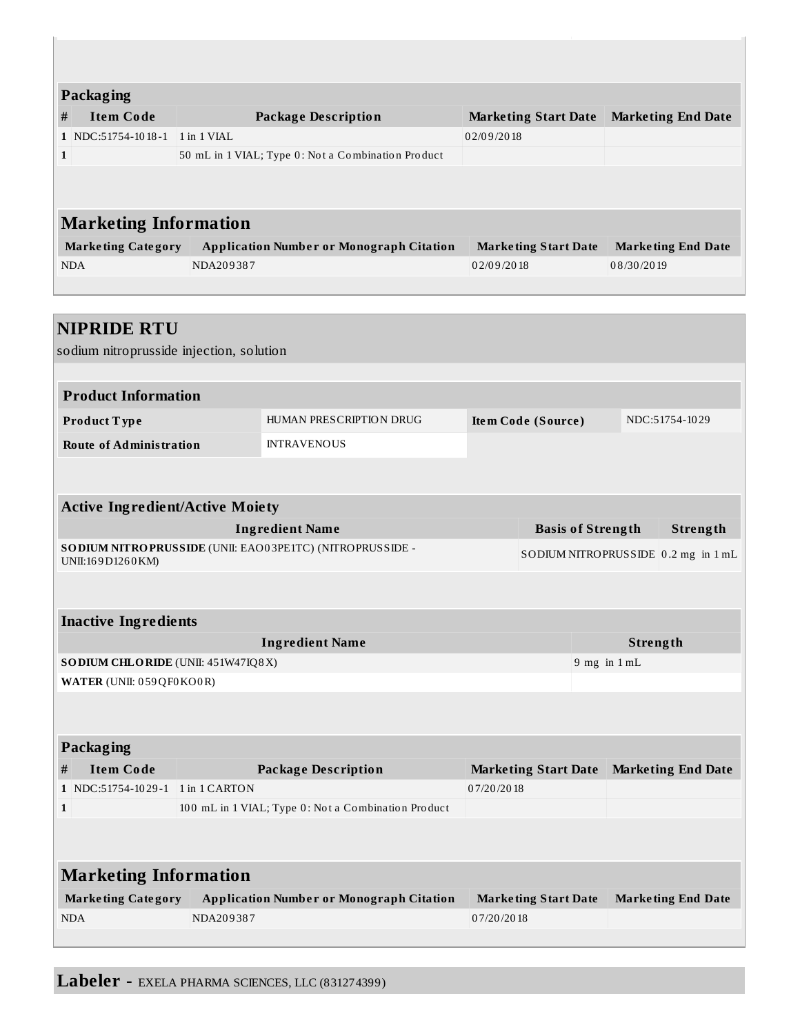### Packaging

| # | Item Code | Package Description | Marketing Start Date | Marketing End Date |
|---|---|---|---|---|
| 1 | NDC:51754-1018-1 | 1 in 1 VIAL | 02/09/2018 | |
| 1 | | 50 mL in 1 VIAL; Type 0: Not a Combination Product | | |

### Marketing Information

| Marketing Category | Application Number or Monograph Citation | Marketing Start Date | Marketing End Date |
|---|---|---|---|
| NDA | NDA209387 | 02/09/2018 | 08/30/2019 |

## NIPRIDE RTU

sodium nitroprusside injection, solution

### Product Information

| | | | |
|---|---|---|---|
| **Product Type** | HUMAN PRESCRIPTION DRUG | **Item Code (Source)** | NDC:51754-1029 |
| **Route of Administration** | INTRAVENOUS | | |

### Active Ingredient/Active Moiety

| Ingredient Name | Basis of Strength | Strength |
|---|---|---|
| **SODIUM NITROPRUSSIDE** (UNII: EAO03PE1TC) (NITROPRUSSIDE - UNII:169D1260KM) | SODIUM NITROPRUSSIDE | 0.2 mg in 1 mL |

### Inactive Ingredients

| Ingredient Name | Strength |
|---|---|
| **SODIUM CHLORIDE** (UNII: 451W47IQ8X) | 9 mg in 1 mL |
| **WATER** (UNII: 059QF0KO0R) | |

### Packaging

| # | Item Code | Package Description | Marketing Start Date | Marketing End Date |
|---|---|---|---|---|
| 1 | NDC:51754-1029-1 | 1 in 1 CARTON | 07/20/2018 | |
| 1 | | 100 mL in 1 VIAL; Type 0: Not a Combination Product | | |

### Marketing Information

| Marketing Category | Application Number or Monograph Citation | Marketing Start Date | Marketing End Date |
|---|---|---|---|
| NDA | NDA209387 | 07/20/2018 | |

**Labeler -** EXELA PHARMA SCIENCES, LLC (831274399)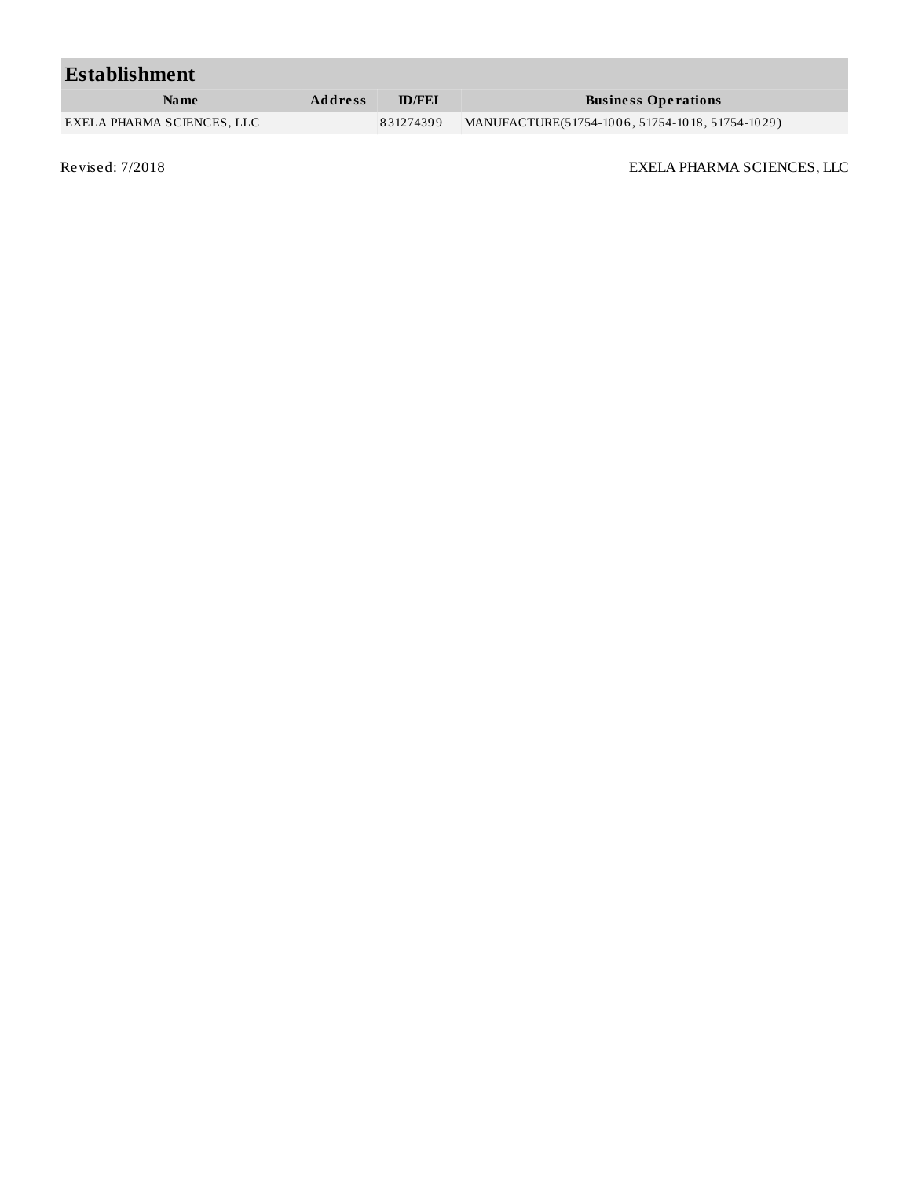| Establishment | | | |
|---|---|---|---|
| **Name** | **Address** | **ID/FEI** | **Business Operations** |
| EXELA PHARMA SCIENCES, LLC | | 831274399 | MANUFACTURE(51754-1006, 51754-1018, 51754-1029) |

Revised: 7/2018

EXELA PHARMA SCIENCES, LLC